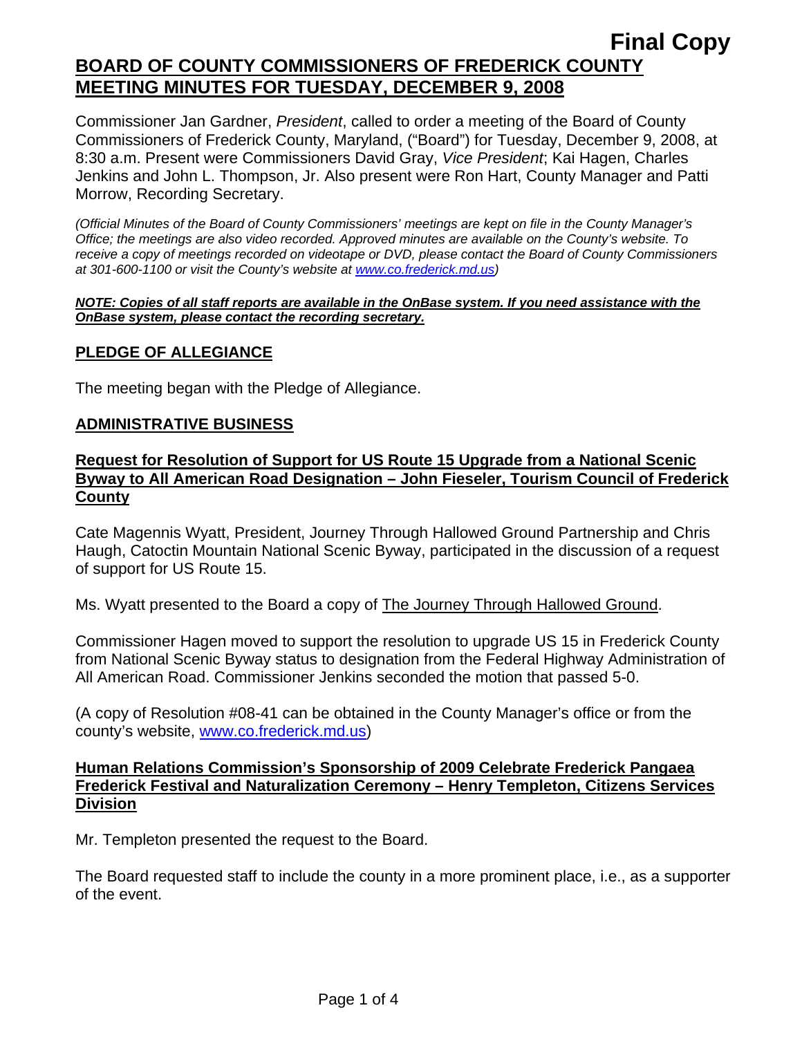Final Copy

# BOARD OF COUNTY COMMISSIONERS OF FREDERICK COUNTY MEETING MINUTES FOR TUESDAY, DECEMBER 9, 2008

Commissioner Jan Gardner, *President*, called to order a meeting of the Board of County Commissioners of Frederick County, Maryland, ("Board") for Tuesday, December 9, 2008, at 8:30 a.m. Present were Commissioners David Gray, *Vice President*; Kai Hagen, Charles Jenkins and John L. Thompson, Jr. Also present were Ron Hart, County Manager and Patti Morrow, Recording Secretary.

*(Official Minutes of the Board of County Commissioners' meetings are kept on file in the County Manager's Office; the meetings are also video recorded. Approved minutes are available on the County's website. To receive a copy of meetings recorded on videotape or DVD, please contact the Board of County Commissioners at 301-600-1100 or visit the County's website at www.co.frederick.md.us)*

***NOTE: Copies of all staff reports are available in the OnBase system. If you need assistance with the OnBase system, please contact the recording secretary.***

## PLEDGE OF ALLEGIANCE

The meeting began with the Pledge of Allegiance.

## ADMINISTRATIVE BUSINESS

### Request for Resolution of Support for US Route 15 Upgrade from a National Scenic Byway to All American Road Designation – John Fieseler, Tourism Council of Frederick County

Cate Magennis Wyatt, President, Journey Through Hallowed Ground Partnership and Chris Haugh, Catoctin Mountain National Scenic Byway, participated in the discussion of a request of support for US Route 15.

Ms. Wyatt presented to the Board a copy of The Journey Through Hallowed Ground.

Commissioner Hagen moved to support the resolution to upgrade US 15 in Frederick County from National Scenic Byway status to designation from the Federal Highway Administration of All American Road. Commissioner Jenkins seconded the motion that passed 5-0.

(A copy of Resolution #08-41 can be obtained in the County Manager's office or from the county's website, www.co.frederick.md.us)

### Human Relations Commission's Sponsorship of 2009 Celebrate Frederick Pangaea Frederick Festival and Naturalization Ceremony – Henry Templeton, Citizens Services Division

Mr. Templeton presented the request to the Board.

The Board requested staff to include the county in a more prominent place, i.e., as a supporter of the event.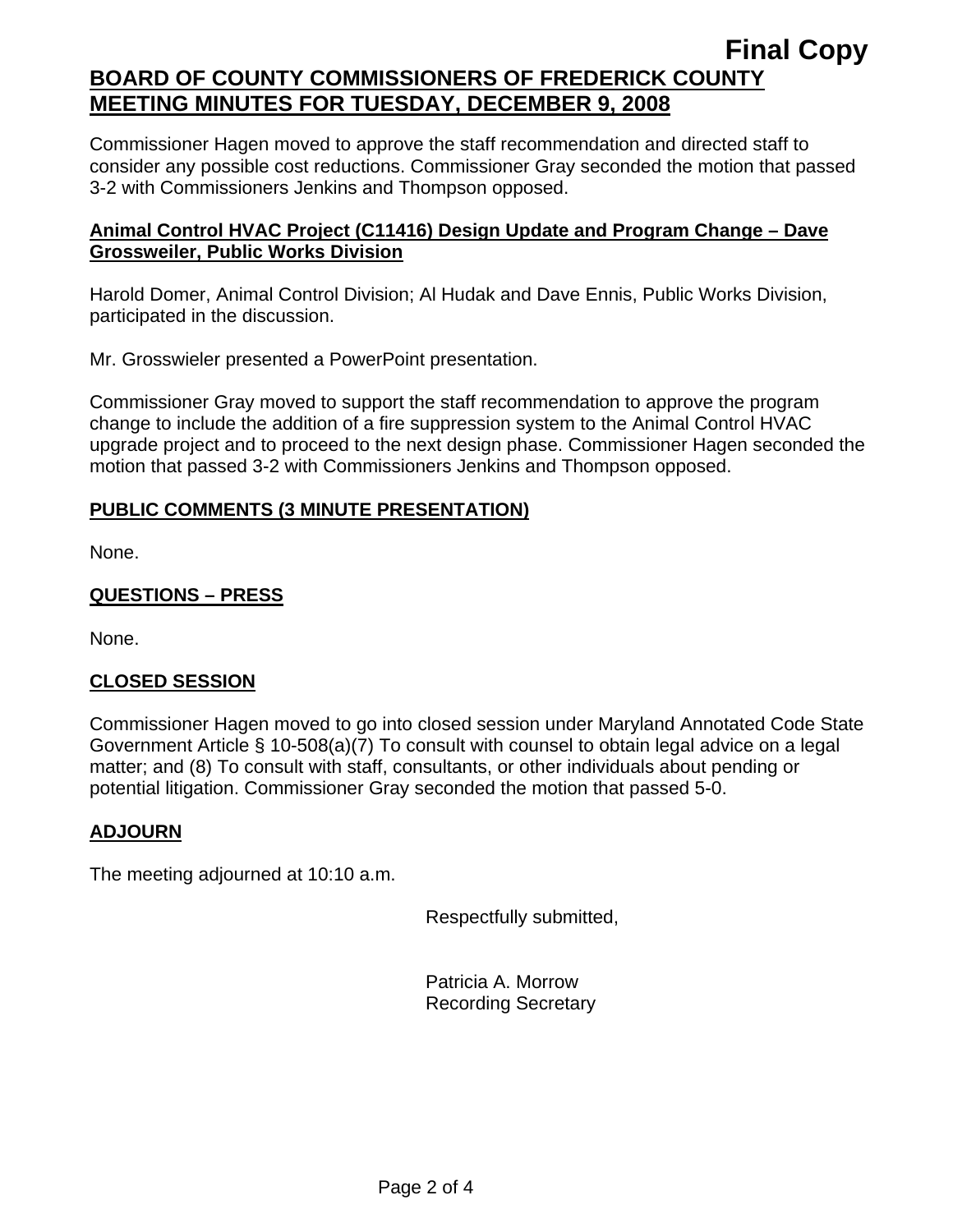**Final Copy**

# BOARD OF COUNTY COMMISSIONERS OF FREDERICK COUNTY MEETING MINUTES FOR TUESDAY, DECEMBER 9, 2008

Commissioner Hagen moved to approve the staff recommendation and directed staff to consider any possible cost reductions. Commissioner Gray seconded the motion that passed 3-2 with Commissioners Jenkins and Thompson opposed.

## Animal Control HVAC Project (C11416) Design Update and Program Change – Dave Grossweiler, Public Works Division

Harold Domer, Animal Control Division; Al Hudak and Dave Ennis, Public Works Division, participated in the discussion.

Mr. Grosswieler presented a PowerPoint presentation.

Commissioner Gray moved to support the staff recommendation to approve the program change to include the addition of a fire suppression system to the Animal Control HVAC upgrade project and to proceed to the next design phase. Commissioner Hagen seconded the motion that passed 3-2 with Commissioners Jenkins and Thompson opposed.

## PUBLIC COMMENTS (3 MINUTE PRESENTATION)

None.

## QUESTIONS – PRESS

None.

## CLOSED SESSION

Commissioner Hagen moved to go into closed session under Maryland Annotated Code State Government Article § 10-508(a)(7) To consult with counsel to obtain legal advice on a legal matter; and (8) To consult with staff, consultants, or other individuals about pending or potential litigation. Commissioner Gray seconded the motion that passed 5-0.

## ADJOURN

The meeting adjourned at 10:10 a.m.

Respectfully submitted,

Patricia A. Morrow
Recording Secretary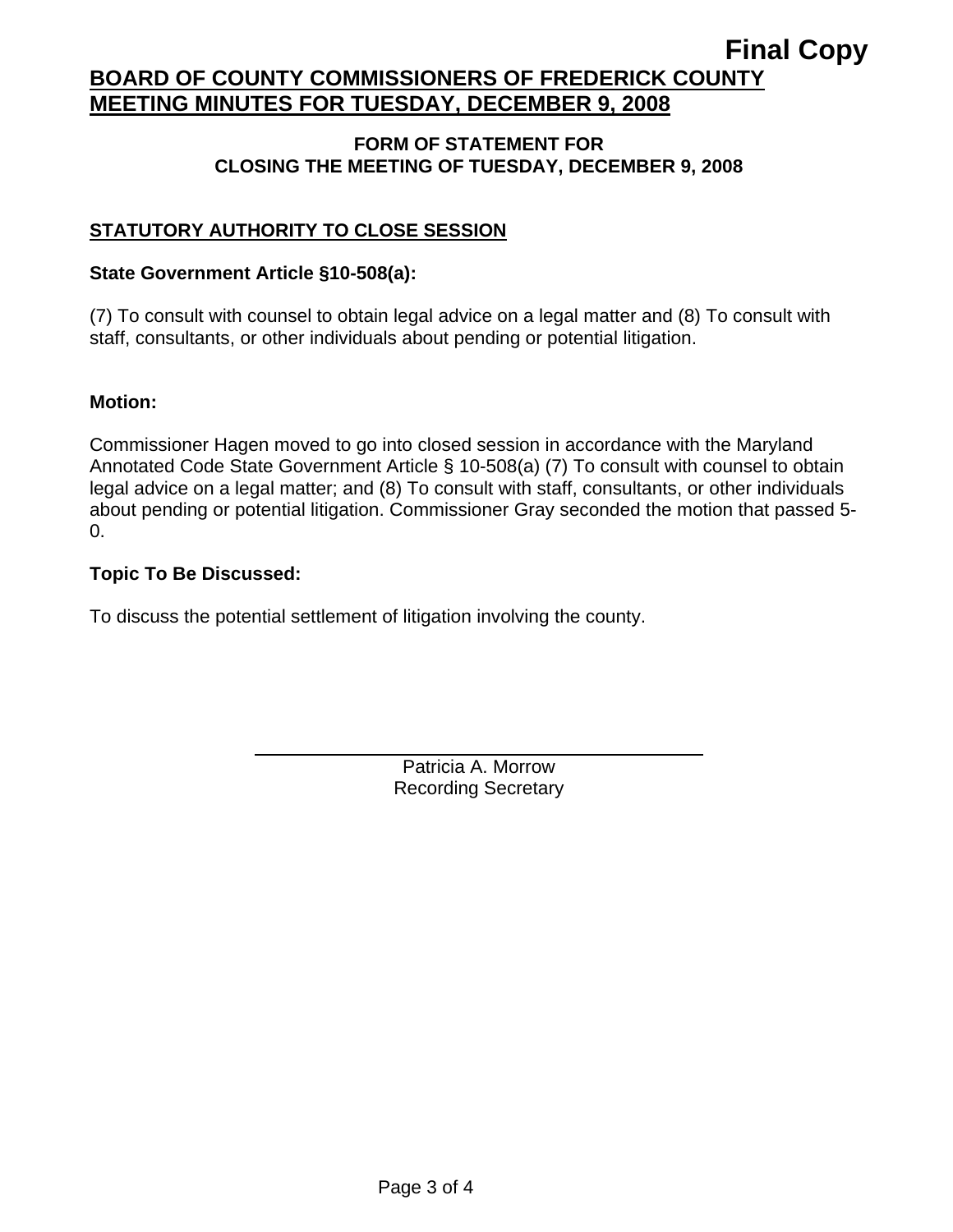**Final Copy**

# BOARD OF COUNTY COMMISSIONERS OF FREDERICK COUNTY MEETING MINUTES FOR TUESDAY, DECEMBER 9, 2008

### FORM OF STATEMENT FOR CLOSING THE MEETING OF TUESDAY, DECEMBER 9, 2008

## STATUTORY AUTHORITY TO CLOSE SESSION

**State Government Article §10-508(a):**

(7) To consult with counsel to obtain legal advice on a legal matter and (8) To consult with staff, consultants, or other individuals about pending or potential litigation.

**Motion:**

Commissioner Hagen moved to go into closed session in accordance with the Maryland Annotated Code State Government Article § 10-508(a) (7) To consult with counsel to obtain legal advice on a legal matter; and (8) To consult with staff, consultants, or other individuals about pending or potential litigation. Commissioner Gray seconded the motion that passed 5-0.

**Topic To Be Discussed:**

To discuss the potential settlement of litigation involving the county.

Patricia A. Morrow
Recording Secretary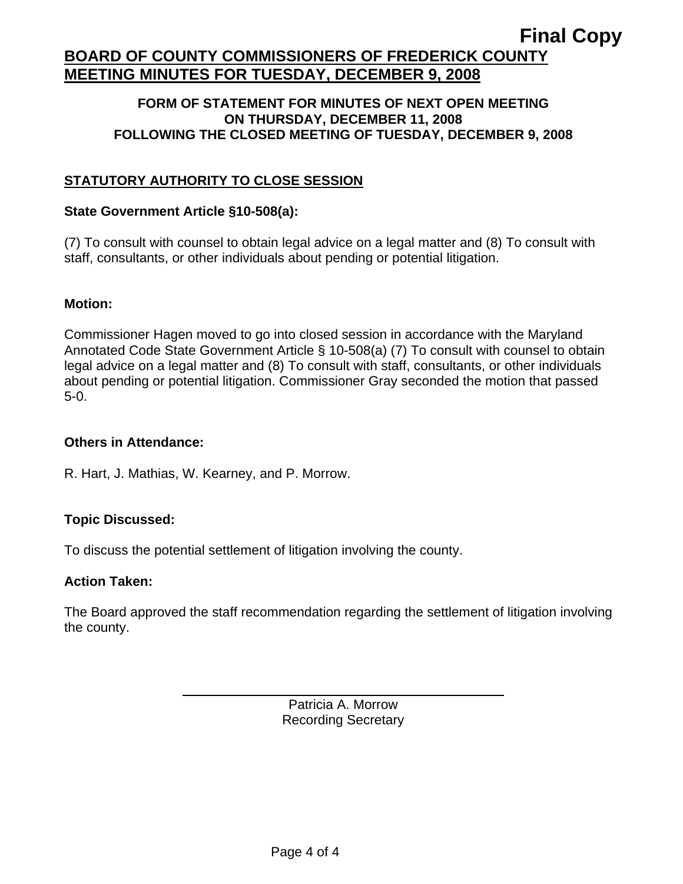**Final Copy**

# BOARD OF COUNTY COMMISSIONERS OF FREDERICK COUNTY MEETING MINUTES FOR TUESDAY, DECEMBER 9, 2008

**FORM OF STATEMENT FOR MINUTES OF NEXT OPEN MEETING ON THURSDAY, DECEMBER 11, 2008 FOLLOWING THE CLOSED MEETING OF TUESDAY, DECEMBER 9, 2008**

## STATUTORY AUTHORITY TO CLOSE SESSION

**State Government Article §10-508(a):**

(7) To consult with counsel to obtain legal advice on a legal matter and (8) To consult with staff, consultants, or other individuals about pending or potential litigation.

**Motion:**

Commissioner Hagen moved to go into closed session in accordance with the Maryland Annotated Code State Government Article § 10-508(a) (7) To consult with counsel to obtain legal advice on a legal matter and (8) To consult with staff, consultants, or other individuals about pending or potential litigation. Commissioner Gray seconded the motion that passed 5-0.

**Others in Attendance:**

R. Hart, J. Mathias, W. Kearney, and P. Morrow.

**Topic Discussed:**

To discuss the potential settlement of litigation involving the county.

**Action Taken:**

The Board approved the staff recommendation regarding the settlement of litigation involving the county.

Patricia A. Morrow
Recording Secretary